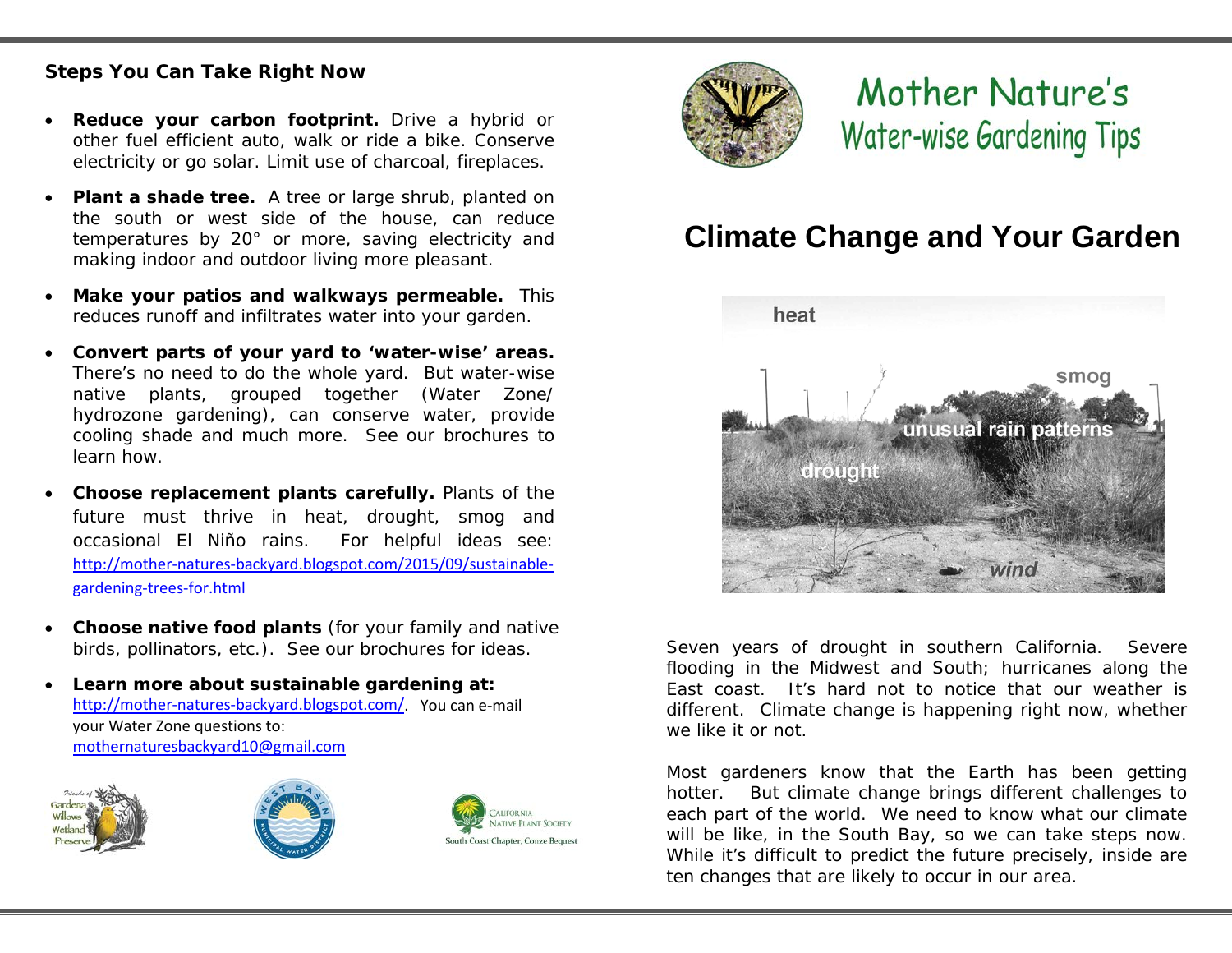### Steps You Can Take Right Now

- **Reduce your carbon footprint.** Drive a hybrid or other fuel efficient auto, walk or ride a bike. Conserve electricity or go solar. Limit use of charcoal, fireplaces.
- **Plant a shade tree.** A tree or large shrub, planted on the south or west side of the house, can reduce temperatures by 20° or more, saving electricity and making indoor and outdoor living more pleasant.
- **Make your patios and walkways permeable.** This reduces runoff and infiltrates water into your garden.
- **Convert parts of your yard to 'water-wise' areas.** There's no need to do the whole yard. But water-wise native plants, grouped together (Water Zone/ hydrozone gardening), can conserve water, provide cooling shade and much more. See our brochures to learn how.
- **Choose replacement plants carefully.** Plants of the future must thrive in heat, drought, smog and occasional El Niño rains. For helpful ideas see: http://mother-natures-backyard.blogspot.com/2015/09/sustainable-gardening-trees-for.html
- **Choose native food plants** (for your family and native birds, pollinators, etc.). See our brochures for ideas.
- **Learn more about sustainable gardening at:** http://mother-natures-backyard.blogspot.com/. You can e-mail your Water Zone questions to: mothernaturesbackyard10@gmail.com

Friends of Gardena Willows Wetland Preserve

West Basin Municipal Water District

California Native Plant Society South Coast Chapter, Conze Bequest

# Mother Nature's Water-wise Gardening Tips

## Climate Change and Your Garden

heat

smog

unusual rain patterns

drought

wind

Seven years of drought in southern California. Severe flooding in the Midwest and South; hurricanes along the East coast. It's hard not to notice that our weather is different. Climate change is happening right now, whether we like it or not.

Most gardeners know that the Earth has been getting hotter. But climate change brings different challenges to each part of the world. We need to know what our climate will be like, in the South Bay, so we can take steps now. While it's difficult to predict the future precisely, inside are ten changes that are likely to occur in our area.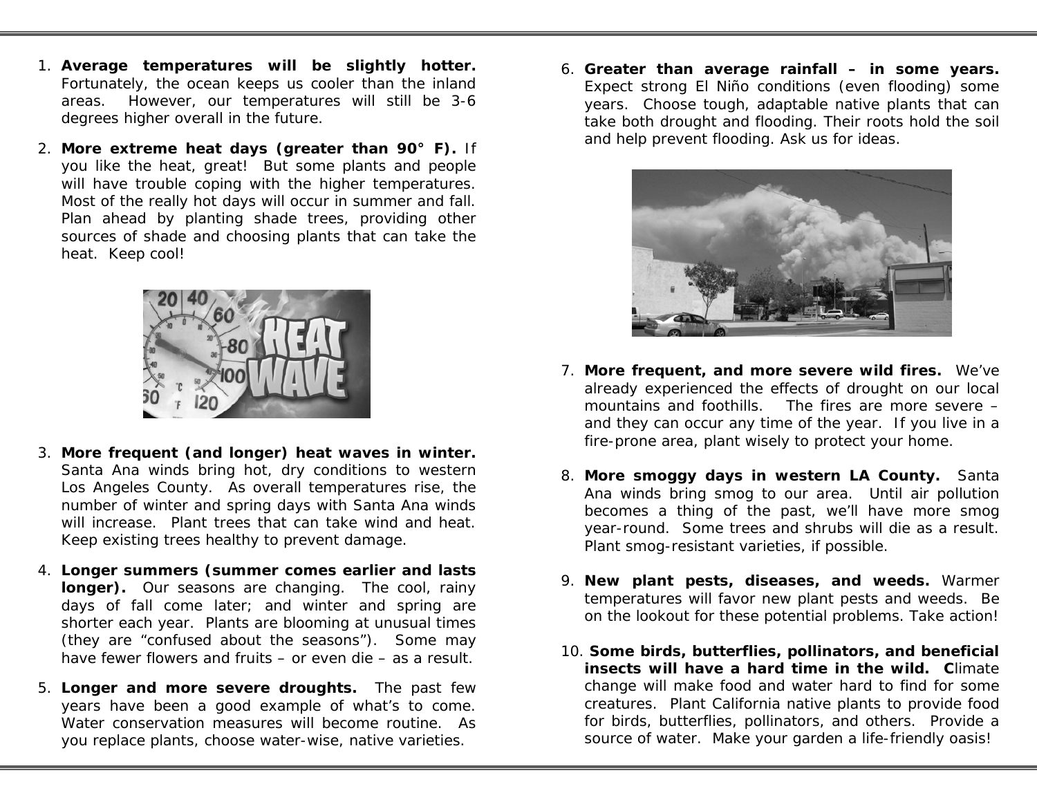1. **Average temperatures will be slightly hotter.** Fortunately, the ocean keeps us cooler than the inland areas. However, our temperatures will still be 3-6 degrees higher overall in the future.

2. **More extreme heat days (greater than 90° F).** If you like the heat, great! But some plants and people will have trouble coping with the higher temperatures. Most of the really hot days will occur in summer and fall. Plan ahead by planting shade trees, providing other sources of shade and choosing plants that can take the heat. Keep cool!

3. **More frequent (and longer) heat waves in winter.** Santa Ana winds bring hot, dry conditions to western Los Angeles County. As overall temperatures rise, the number of winter and spring days with Santa Ana winds will increase. Plant trees that can take wind and heat. Keep existing trees healthy to prevent damage.

4. **Longer summers (summer comes earlier and lasts longer).** Our seasons are changing. The cool, rainy days of fall come later; and winter and spring are shorter each year. Plants are blooming at unusual times (they are "confused about the seasons"). Some may have fewer flowers and fruits – or even die – as a result.

5. **Longer and more severe droughts.** The past few years have been a good example of what's to come. Water conservation measures will become routine. As you replace plants, choose water-wise, native varieties.

6. **Greater than average rainfall – in some years.** Expect strong El Niño conditions (even flooding) some years. Choose tough, adaptable native plants that can take both drought and flooding. Their roots hold the soil and help prevent flooding. Ask us for ideas.

7. **More frequent, and more severe wild fires.** We've already experienced the effects of drought on our local mountains and foothills. The fires are more severe – and they can occur any time of the year. If you live in a fire-prone area, plant wisely to protect your home.

8. **More smoggy days in western LA County.** Santa Ana winds bring smog to our area. Until air pollution becomes a thing of the past, we'll have more smog year-round. Some trees and shrubs will die as a result. Plant smog-resistant varieties, if possible.

9. **New plant pests, diseases, and weeds.** Warmer temperatures will favor new plant pests and weeds. Be on the lookout for these potential problems. Take action!

10. **Some birds, butterflies, pollinators, and beneficial insects will have a hard time in the wild.** Climate change will make food and water hard to find for some creatures. Plant California native plants to provide food for birds, butterflies, pollinators, and others. Provide a source of water. Make your garden a life-friendly oasis!